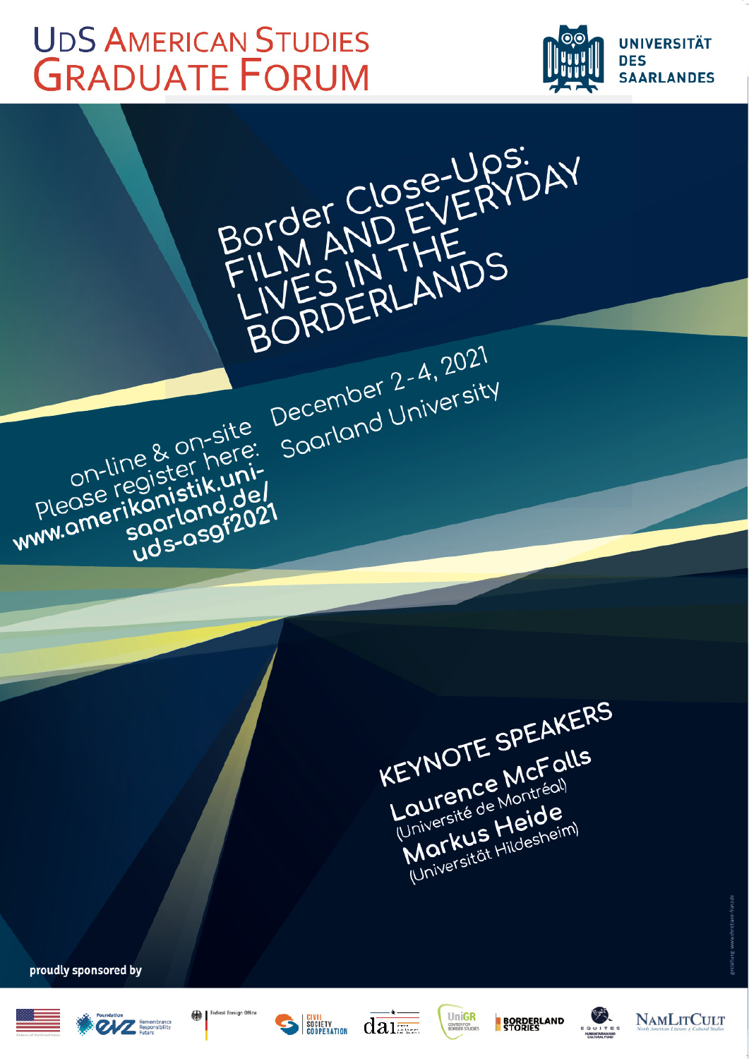# UdS American Studies Graduate Forum

UNIVERSITÄT DES SAARLANDES

## Border Close-Ups: FILM AND EVERYDAY LIVES IN THE BORDERLANDS

December 2-4, 2021
Saarland University

on-line & on-site
Please register here:
**www.amerikanistik.uni-saarland.de/uds-asgf2021**

### KEYNOTE SPEAKERS

**Laurence McFalls**
(Université de Montréal)

**Markus Heide**
(Universität Hildesheim)

**proudly sponsored by**

Foundation EVZ Remembrance Responsibility Future · Federal Foreign Office · Civil Society Cooperation · dai · UniGR Center for Border Studies · Borderland Stories · Equites · NamLitCult North American Literary & Cultural Studies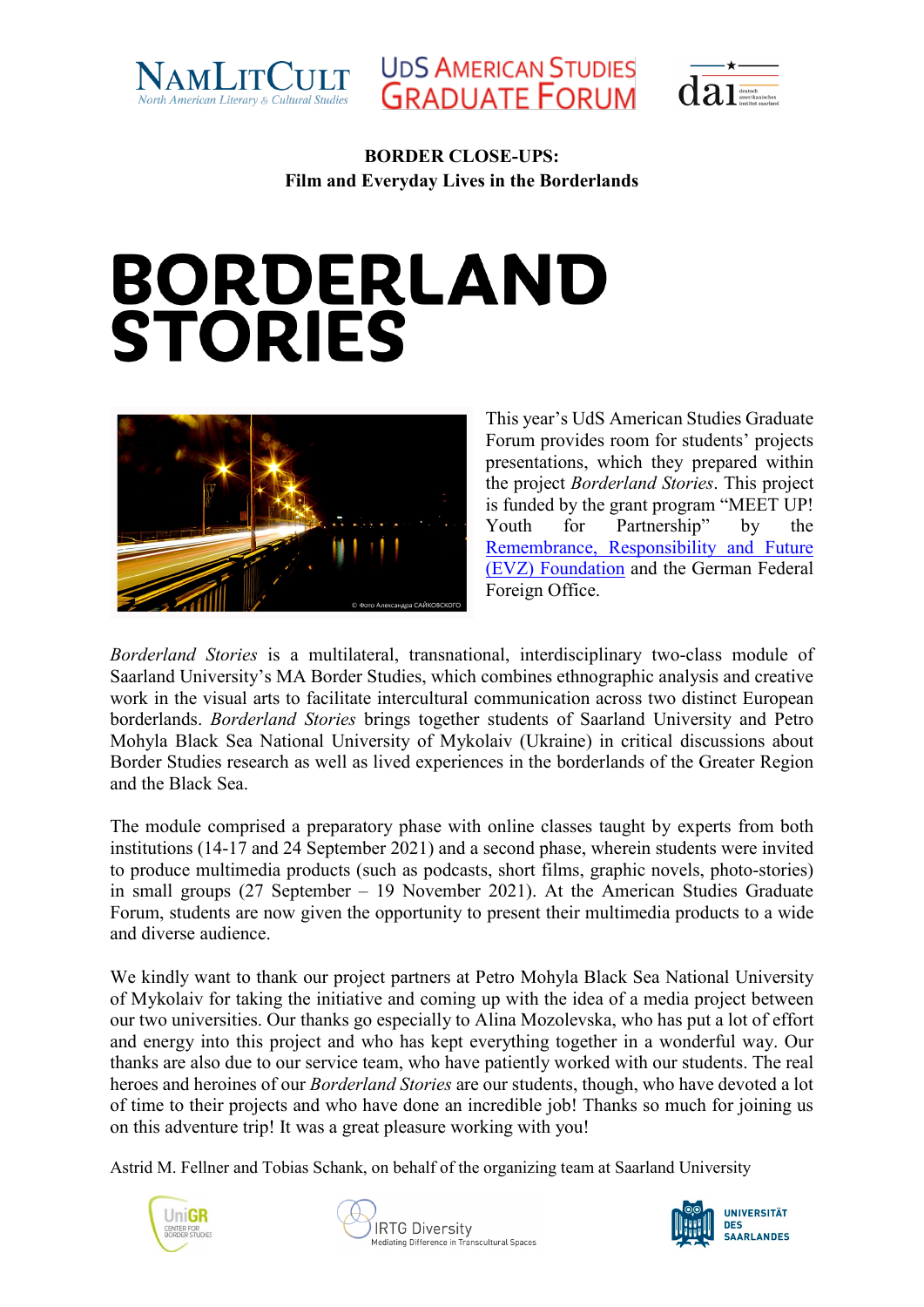**BORDER CLOSE-UPS:**
**Film and Everyday Lives in the Borderlands**

# BORDERLAND STORIES

This year's UdS American Studies Graduate Forum provides room for students' projects presentations, which they prepared within the project *Borderland Stories*. This project is funded by the grant program "MEET UP! Youth for Partnership" by the Remembrance, Responsibility and Future (EVZ) Foundation and the German Federal Foreign Office.

*Borderland Stories* is a multilateral, transnational, interdisciplinary two-class module of Saarland University's MA Border Studies, which combines ethnographic analysis and creative work in the visual arts to facilitate intercultural communication across two distinct European borderlands. *Borderland Stories* brings together students of Saarland University and Petro Mohyla Black Sea National University of Mykolaiv (Ukraine) in critical discussions about Border Studies research as well as lived experiences in the borderlands of the Greater Region and the Black Sea.

The module comprised a preparatory phase with online classes taught by experts from both institutions (14-17 and 24 September 2021) and a second phase, wherein students were invited to produce multimedia products (such as podcasts, short films, graphic novels, photo-stories) in small groups (27 September – 19 November 2021). At the American Studies Graduate Forum, students are now given the opportunity to present their multimedia products to a wide and diverse audience.

We kindly want to thank our project partners at Petro Mohyla Black Sea National University of Mykolaiv for taking the initiative and coming up with the idea of a media project between our two universities. Our thanks go especially to Alina Mozolevska, who has put a lot of effort and energy into this project and who has kept everything together in a wonderful way. Our thanks are also due to our service team, who have patiently worked with our students. The real heroes and heroines of our *Borderland Stories* are our students, though, who have devoted a lot of time to their projects and who have done an incredible job! Thanks so much for joining us on this adventure trip! It was a great pleasure working with you!

Astrid M. Fellner and Tobias Schank, on behalf of the organizing team at Saarland University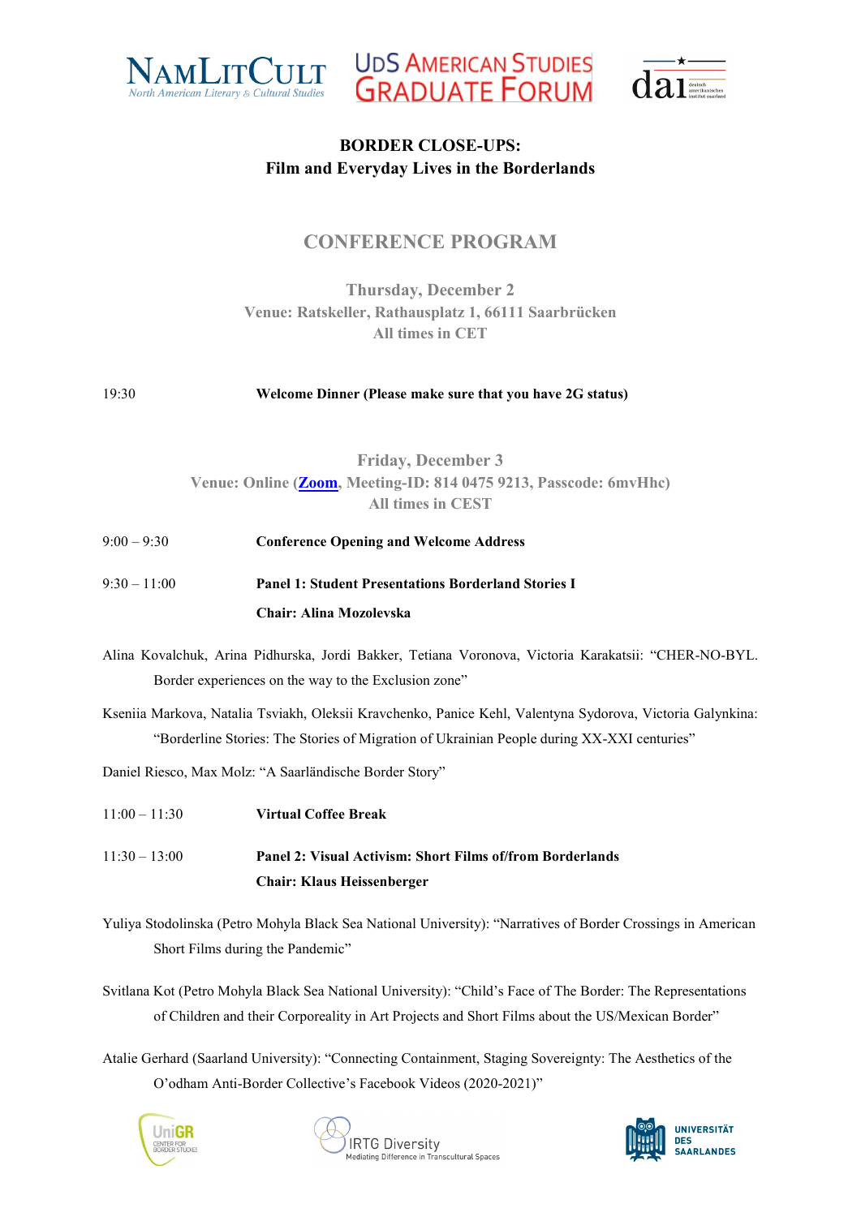NAMLITCULT North American Literary & Cultural Studies | UDS AMERICAN STUDIES GRADUATE FORUM | dai deutsch amerikanisches institut saarland

**BORDER CLOSE-UPS:**
**Film and Everyday Lives in the Borderlands**

## CONFERENCE PROGRAM

### Thursday, December 2
**Venue: Ratskeller, Rathausplatz 1, 66111 Saarbrücken**
**All times in CET**

19:30 **Welcome Dinner (Please make sure that you have 2G status)**

### Friday, December 3
**Venue: Online ([Zoom](), Meeting-ID: 814 0475 9213, Passcode: 6mvHhc)**
**All times in CEST**

9:00 – 9:30 **Conference Opening and Welcome Address**

9:30 – 11:00 **Panel 1: Student Presentations Borderland Stories I**
**Chair: Alina Mozolevska**

Alina Kovalchuk, Arina Pidhurska, Jordi Bakker, Tetiana Voronova, Victoria Karakatsii: "CHER-NO-BYL. Border experiences on the way to the Exclusion zone"

Kseniia Markova, Natalia Tsviakh, Oleksii Kravchenko, Panice Kehl, Valentyna Sydorova, Victoria Galynkina: "Borderline Stories: The Stories of Migration of Ukrainian People during XX-XXI centuries"

Daniel Riesco, Max Molz: "A Saarländische Border Story"

11:00 – 11:30 **Virtual Coffee Break**

11:30 – 13:00 **Panel 2: Visual Activism: Short Films of/from Borderlands**
**Chair: Klaus Heissenberger**

Yuliya Stodolinska (Petro Mohyla Black Sea National University): "Narratives of Border Crossings in American Short Films during the Pandemic"

Svitlana Kot (Petro Mohyla Black Sea National University): "Child's Face of The Border: The Representations of Children and their Corporeality in Art Projects and Short Films about the US/Mexican Border"

Atalie Gerhard (Saarland University): "Connecting Containment, Staging Sovereignty: The Aesthetics of the O'odham Anti-Border Collective's Facebook Videos (2020-2021)"

UniGR Center for Border Studies | IRTG Diversity Mediating Difference in Transcultural Spaces | Universität des Saarlandes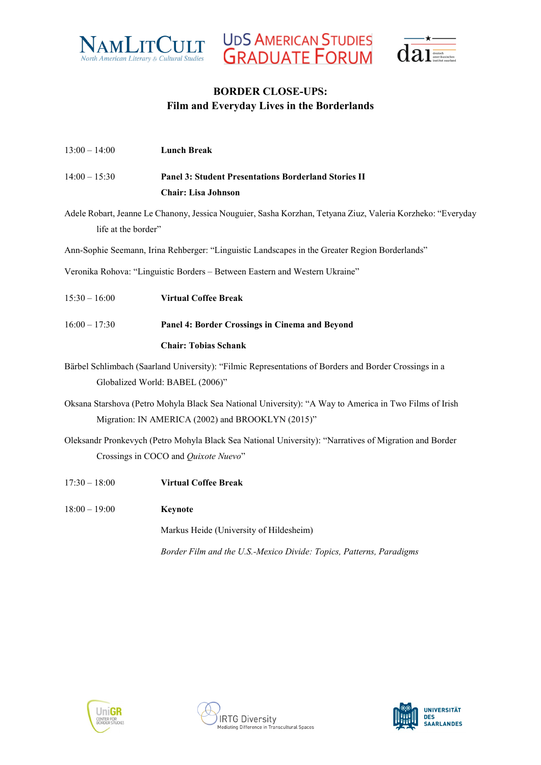**BORDER CLOSE-UPS:**
**Film and Everyday Lives in the Borderlands**

13:00 – 14:00 **Lunch Break**

14:00 – 15:30 **Panel 3: Student Presentations Borderland Stories II**
**Chair: Lisa Johnson**

Adele Robart, Jeanne Le Chanony, Jessica Nouguier, Sasha Korzhan, Tetyana Ziuz, Valeria Korzheko: "Everyday life at the border"

Ann-Sophie Seemann, Irina Rehberger: "Linguistic Landscapes in the Greater Region Borderlands"

Veronika Rohova: "Linguistic Borders – Between Eastern and Western Ukraine"

15:30 – 16:00 **Virtual Coffee Break**

16:00 – 17:30 **Panel 4: Border Crossings in Cinema and Beyond**
**Chair: Tobias Schank**

Bärbel Schlimbach (Saarland University): "Filmic Representations of Borders and Border Crossings in a Globalized World: BABEL (2006)"

Oksana Starshova (Petro Mohyla Black Sea National University): "A Way to America in Two Films of Irish Migration: IN AMERICA (2002) and BROOKLYN (2015)"

Oleksandr Pronkevych (Petro Mohyla Black Sea National University): "Narratives of Migration and Border Crossings in COCO and *Quixote Nuevo*"

17:30 – 18:00 **Virtual Coffee Break**

18:00 – 19:00 **Keynote**

Markus Heide (University of Hildesheim)

*Border Film and the U.S.-Mexico Divide: Topics, Patterns, Paradigms*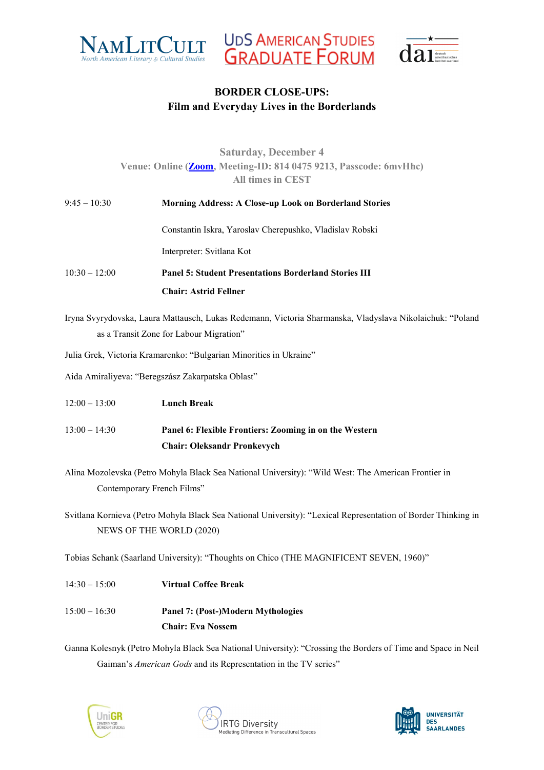**BORDER CLOSE-UPS:**
**Film and Everyday Lives in the Borderlands**

**Saturday, December 4**
**Venue: Online ([Zoom](), Meeting-ID: 814 0475 9213, Passcode: 6mvHhc)**
**All times in CEST**

9:45 – 10:30 **Morning Address: A Close-up Look on Borderland Stories**

Constantin Iskra, Yaroslav Cherepushko, Vladislav Robski

Interpreter: Svitlana Kot

10:30 – 12:00 **Panel 5: Student Presentations Borderland Stories III**

**Chair: Astrid Fellner**

Iryna Svyrydovska, Laura Mattausch, Lukas Redemann, Victoria Sharmanska, Vladyslava Nikolaichuk: "Poland as a Transit Zone for Labour Migration"

Julia Grek, Victoria Kramarenko: "Bulgarian Minorities in Ukraine"

Aida Amiraliyeva: "Beregszász Zakarpatska Oblast"

12:00 – 13:00 **Lunch Break**

13:00 – 14:30 **Panel 6: Flexible Frontiers: Zooming in on the Western**

**Chair: Oleksandr Pronkevych**

Alina Mozolevska (Petro Mohyla Black Sea National University): "Wild West: The American Frontier in Contemporary French Films"

Svitlana Kornieva (Petro Mohyla Black Sea National University): "Lexical Representation of Border Thinking in NEWS OF THE WORLD (2020)

Tobias Schank (Saarland University): "Thoughts on Chico (THE MAGNIFICENT SEVEN, 1960)"

14:30 – 15:00 **Virtual Coffee Break**

15:00 – 16:30 **Panel 7: (Post-)Modern Mythologies**

**Chair: Eva Nossem**

Ganna Kolesnyk (Petro Mohyla Black Sea National University): "Crossing the Borders of Time and Space in Neil Gaiman's *American Gods* and its Representation in the TV series"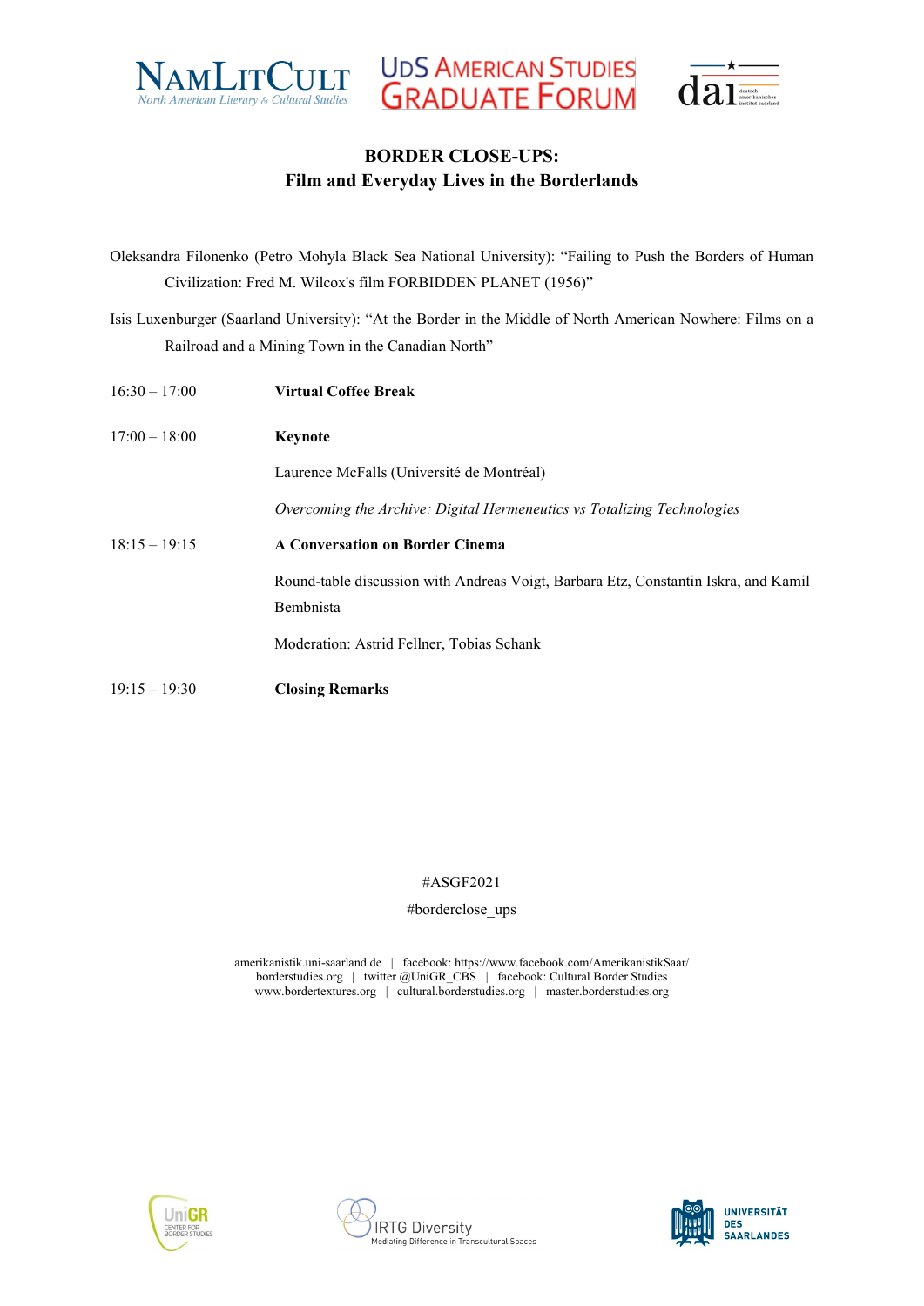**BORDER CLOSE-UPS:**
**Film and Everyday Lives in the Borderlands**

Oleksandra Filonenko (Petro Mohyla Black Sea National University): "Failing to Push the Borders of Human Civilization: Fred M. Wilcox's film FORBIDDEN PLANET (1956)"

Isis Luxenburger (Saarland University): "At the Border in the Middle of North American Nowhere: Films on a Railroad and a Mining Town in the Canadian North"

16:30 – 17:00 **Virtual Coffee Break**

17:00 – 18:00 **Keynote**

Laurence McFalls (Université de Montréal)

*Overcoming the Archive: Digital Hermeneutics vs Totalizing Technologies*

18:15 – 19:15 **A Conversation on Border Cinema**

Round-table discussion with Andreas Voigt, Barbara Etz, Constantin Iskra, and Kamil Bembnista

Moderation: Astrid Fellner, Tobias Schank

19:15 – 19:30 **Closing Remarks**

#ASGF2021

#borderclose_ups

amerikanistik.uni-saarland.de | facebook: https://www.facebook.com/AmerikanistikSaar/
borderstudies.org | twitter @UniGR_CBS | facebook: Cultural Border Studies
www.bordertextures.org | cultural.borderstudies.org | master.borderstudies.org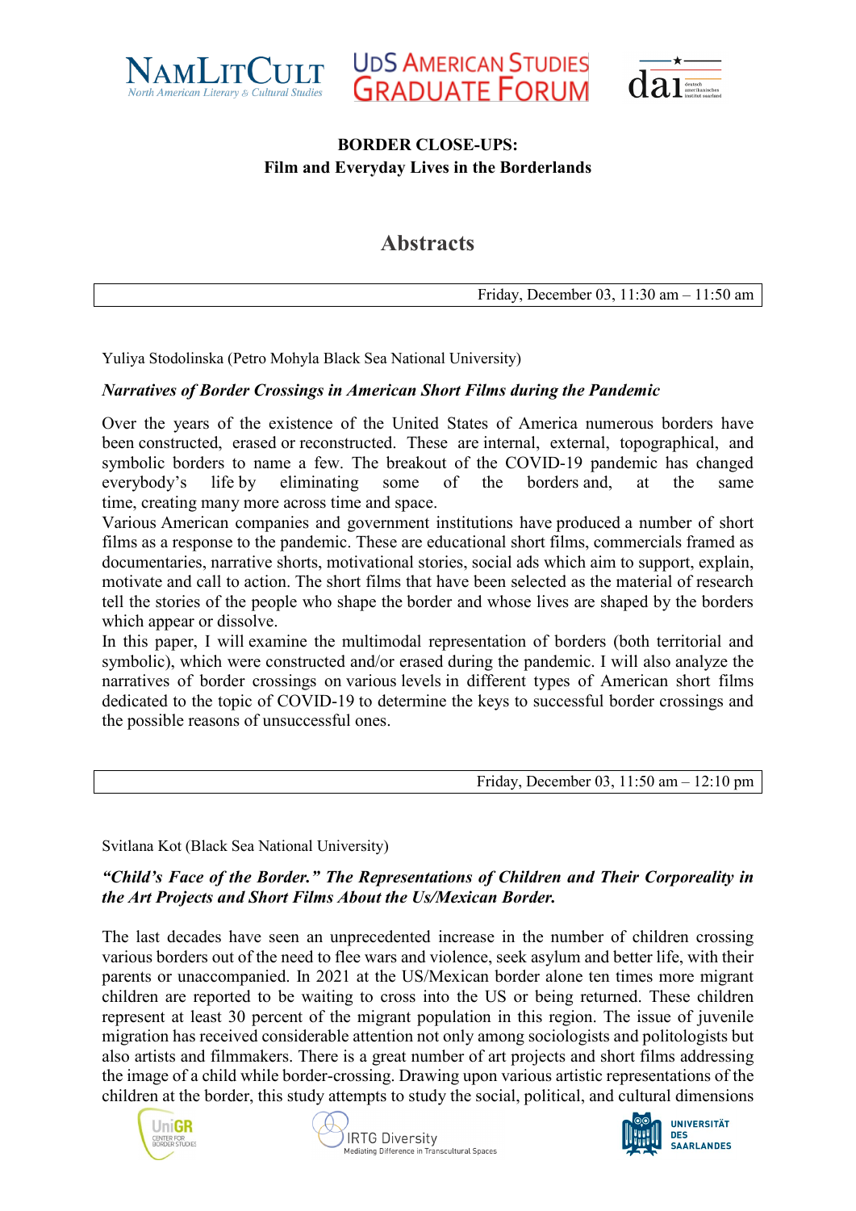**BORDER CLOSE-UPS:**
**Film and Everyday Lives in the Borderlands**

# Abstracts

| Friday, December 03, 11:30 am – 11:50 am |
|---|

Yuliya Stodolinska (Petro Mohyla Black Sea National University)

***Narratives of Border Crossings in American Short Films during the Pandemic***

Over the years of the existence of the United States of America numerous borders have been constructed, erased or reconstructed. These are internal, external, topographical, and symbolic borders to name a few. The breakout of the COVID-19 pandemic has changed everybody's life by eliminating some of the borders and, at the same time, creating many more across time and space.
Various American companies and government institutions have produced a number of short films as a response to the pandemic. These are educational short films, commercials framed as documentaries, narrative shorts, motivational stories, social ads which aim to support, explain, motivate and call to action. The short films that have been selected as the material of research tell the stories of the people who shape the border and whose lives are shaped by the borders which appear or dissolve.
In this paper, I will examine the multimodal representation of borders (both territorial and symbolic), which were constructed and/or erased during the pandemic. I will also analyze the narratives of border crossings on various levels in different types of American short films dedicated to the topic of COVID-19 to determine the keys to successful border crossings and the possible reasons of unsuccessful ones.

| Friday, December 03, 11:50 am – 12:10 pm |
|---|

Svitlana Kot (Black Sea National University)

***"Child's Face of the Border." The Representations of Children and Their Corporeality in the Art Projects and Short Films About the Us/Mexican Border.***

The last decades have seen an unprecedented increase in the number of children crossing various borders out of the need to flee wars and violence, seek asylum and better life, with their parents or unaccompanied. In 2021 at the US/Mexican border alone ten times more migrant children are reported to be waiting to cross into the US or being returned. These children represent at least 30 percent of the migrant population in this region. The issue of juvenile migration has received considerable attention not only among sociologists and politologists but also artists and filmmakers. There is a great number of art projects and short films addressing the image of a child while border-crossing. Drawing upon various artistic representations of the children at the border, this study attempts to study the social, political, and cultural dimensions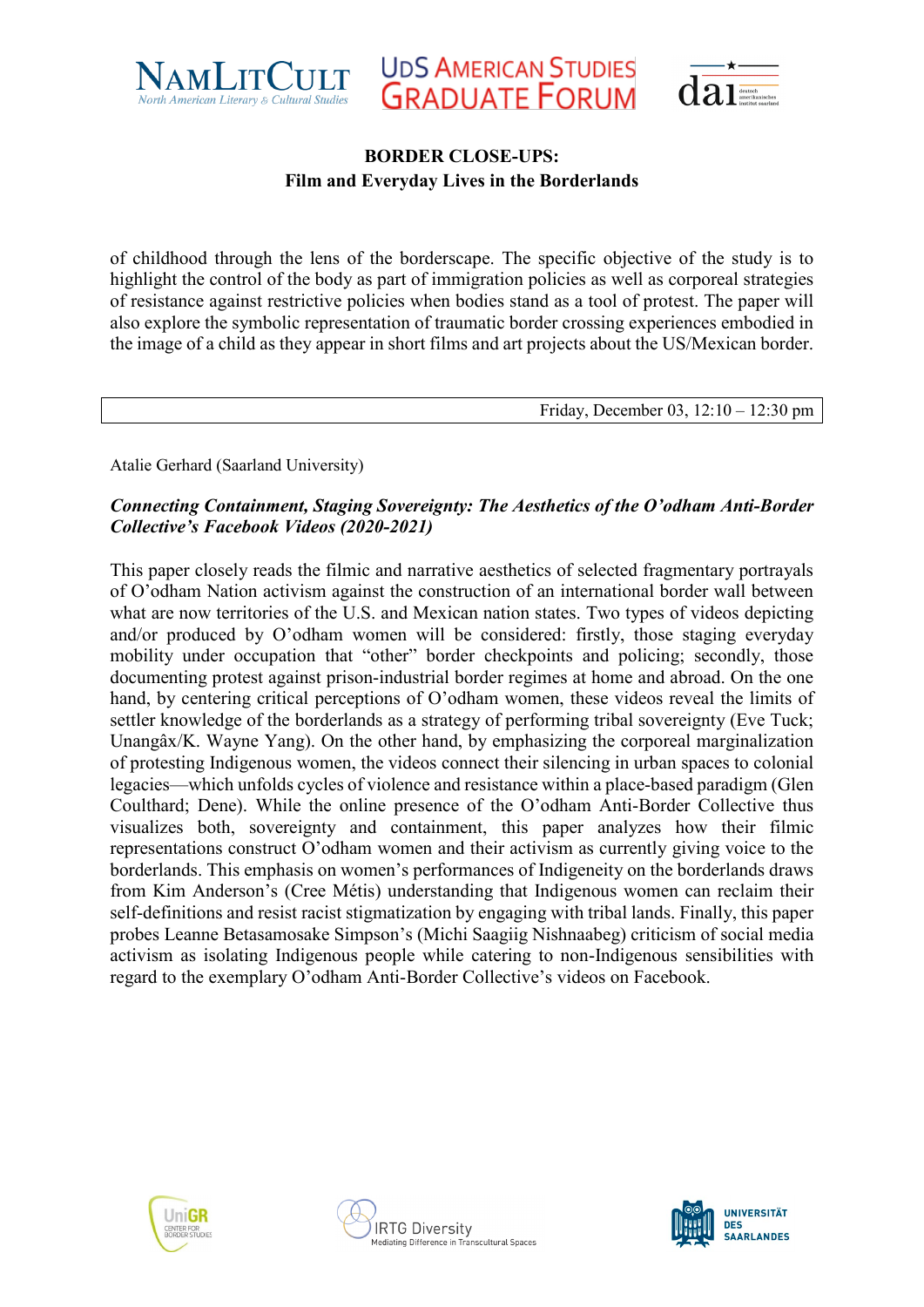**BORDER CLOSE-UPS:**
**Film and Everyday Lives in the Borderlands**

of childhood through the lens of the borderscape. The specific objective of the study is to highlight the control of the body as part of immigration policies as well as corporeal strategies of resistance against restrictive policies when bodies stand as a tool of protest. The paper will also explore the symbolic representation of traumatic border crossing experiences embodied in the image of a child as they appear in short films and art projects about the US/Mexican border.

| Friday, December 03, 12:10 – 12:30 pm |
|---|

Atalie Gerhard (Saarland University)

***Connecting Containment, Staging Sovereignty: The Aesthetics of the O'odham Anti-Border Collective's Facebook Videos (2020-2021)***

This paper closely reads the filmic and narrative aesthetics of selected fragmentary portrayals of O'odham Nation activism against the construction of an international border wall between what are now territories of the U.S. and Mexican nation states. Two types of videos depicting and/or produced by O'odham women will be considered: firstly, those staging everyday mobility under occupation that "other" border checkpoints and policing; secondly, those documenting protest against prison-industrial border regimes at home and abroad. On the one hand, by centering critical perceptions of O'odham women, these videos reveal the limits of settler knowledge of the borderlands as a strategy of performing tribal sovereignty (Eve Tuck; Unangâx/K. Wayne Yang). On the other hand, by emphasizing the corporeal marginalization of protesting Indigenous women, the videos connect their silencing in urban spaces to colonial legacies—which unfolds cycles of violence and resistance within a place-based paradigm (Glen Coulthard; Dene). While the online presence of the O'odham Anti-Border Collective thus visualizes both, sovereignty and containment, this paper analyzes how their filmic representations construct O'odham women and their activism as currently giving voice to the borderlands. This emphasis on women's performances of Indigeneity on the borderlands draws from Kim Anderson's (Cree Métis) understanding that Indigenous women can reclaim their self-definitions and resist racist stigmatization by engaging with tribal lands. Finally, this paper probes Leanne Betasamosake Simpson's (Michi Saagiig Nishnaabeg) criticism of social media activism as isolating Indigenous people while catering to non-Indigenous sensibilities with regard to the exemplary O'odham Anti-Border Collective's videos on Facebook.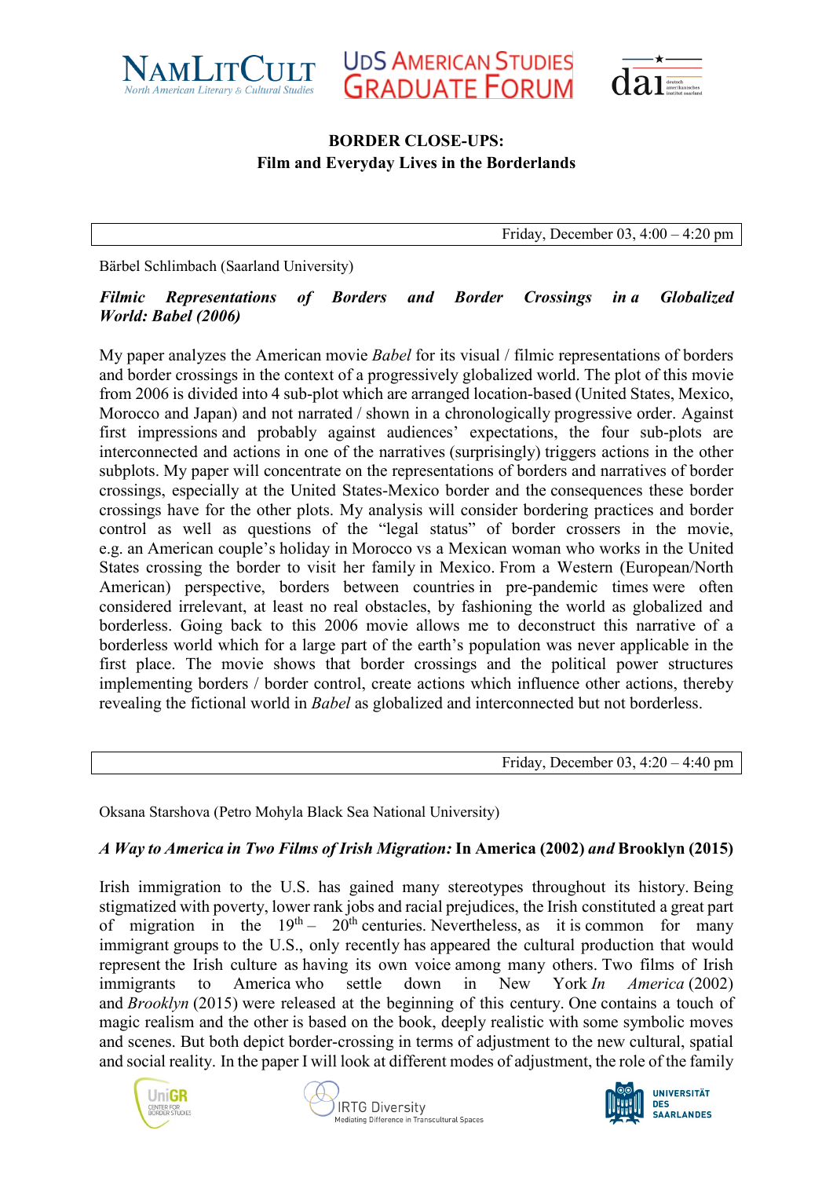**BORDER CLOSE-UPS:**
**Film and Everyday Lives in the Borderlands**

| Friday, December 03, 4:00 – 4:20 pm |
|---|

Bärbel Schlimbach (Saarland University)

***Filmic Representations of Borders and Border Crossings in a Globalized World: Babel (2006)***

My paper analyzes the American movie *Babel* for its visual / filmic representations of borders and border crossings in the context of a progressively globalized world. The plot of this movie from 2006 is divided into 4 sub-plot which are arranged location-based (United States, Mexico, Morocco and Japan) and not narrated / shown in a chronologically progressive order. Against first impressions and probably against audiences' expectations, the four sub-plots are interconnected and actions in one of the narratives (surprisingly) triggers actions in the other subplots. My paper will concentrate on the representations of borders and narratives of border crossings, especially at the United States-Mexico border and the consequences these border crossings have for the other plots. My analysis will consider bordering practices and border control as well as questions of the "legal status" of border crossers in the movie, e.g. an American couple's holiday in Morocco vs a Mexican woman who works in the United States crossing the border to visit her family in Mexico. From a Western (European/North American) perspective, borders between countries in pre-pandemic times were often considered irrelevant, at least no real obstacles, by fashioning the world as globalized and borderless. Going back to this 2006 movie allows me to deconstruct this narrative of a borderless world which for a large part of the earth's population was never applicable in the first place. The movie shows that border crossings and the political power structures implementing borders / border control, create actions which influence other actions, thereby revealing the fictional world in *Babel* as globalized and interconnected but not borderless.

| Friday, December 03, 4:20 – 4:40 pm |
|---|

Oksana Starshova (Petro Mohyla Black Sea National University)

***A Way to America in Two Films of Irish Migration:* In America (2002) *and* Brooklyn (2015)**

Irish immigration to the U.S. has gained many stereotypes throughout its history. Being stigmatized with poverty, lower rank jobs and racial prejudices, the Irish constituted a great part of migration in the 19th – 20th centuries. Nevertheless, as it is common for many immigrant groups to the U.S., only recently has appeared the cultural production that would represent the Irish culture as having its own voice among many others. Two films of Irish immigrants to America who settle down in New York *In America* (2002) and *Brooklyn* (2015) were released at the beginning of this century. One contains a touch of magic realism and the other is based on the book, deeply realistic with some symbolic moves and scenes. But both depict border-crossing in terms of adjustment to the new cultural, spatial and social reality. In the paper I will look at different modes of adjustment, the role of the family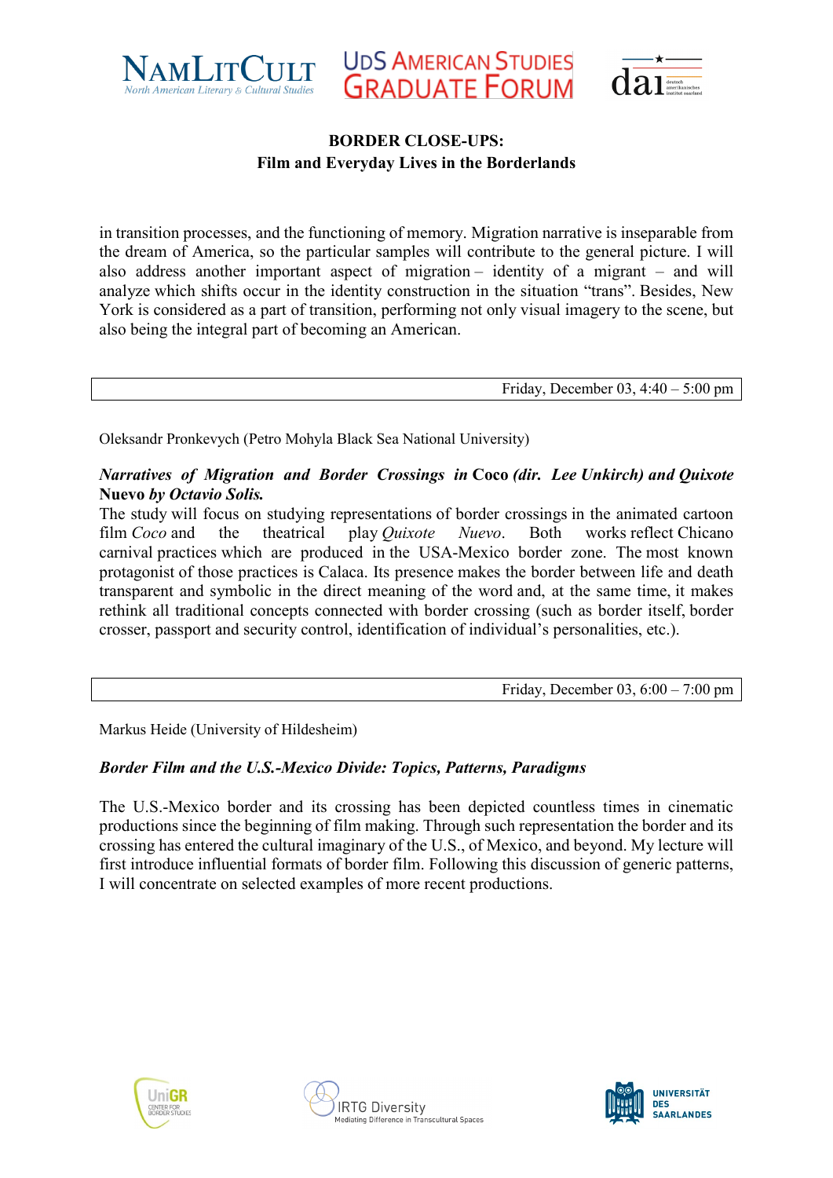**BORDER CLOSE-UPS:**
**Film and Everyday Lives in the Borderlands**

in transition processes, and the functioning of memory. Migration narrative is inseparable from the dream of America, so the particular samples will contribute to the general picture. I will also address another important aspect of migration – identity of a migrant – and will analyze which shifts occur in the identity construction in the situation "trans". Besides, New York is considered as a part of transition, performing not only visual imagery to the scene, but also being the integral part of becoming an American.

| Friday, December 03, 4:40 – 5:00 pm |
|---|

Oleksandr Pronkevych (Petro Mohyla Black Sea National University)

***Narratives of Migration and Border Crossings in* Coco *(dir. Lee Unkirch) and Quixote* Nuevo *by Octavio Solis.***

The study will focus on studying representations of border crossings in the animated cartoon film *Coco* and the theatrical play *Quixote Nuevo*. Both works reflect Chicano carnival practices which are produced in the USA-Mexico border zone. The most known protagonist of those practices is Calaca. Its presence makes the border between life and death transparent and symbolic in the direct meaning of the word and, at the same time, it makes rethink all traditional concepts connected with border crossing (such as border itself, border crosser, passport and security control, identification of individual's personalities, etc.).

| Friday, December 03, 6:00 – 7:00 pm |
|---|

Markus Heide (University of Hildesheim)

***Border Film and the U.S.-Mexico Divide: Topics, Patterns, Paradigms***

The U.S.-Mexico border and its crossing has been depicted countless times in cinematic productions since the beginning of film making. Through such representation the border and its crossing has entered the cultural imaginary of the U.S., of Mexico, and beyond. My lecture will first introduce influential formats of border film. Following this discussion of generic patterns, I will concentrate on selected examples of more recent productions.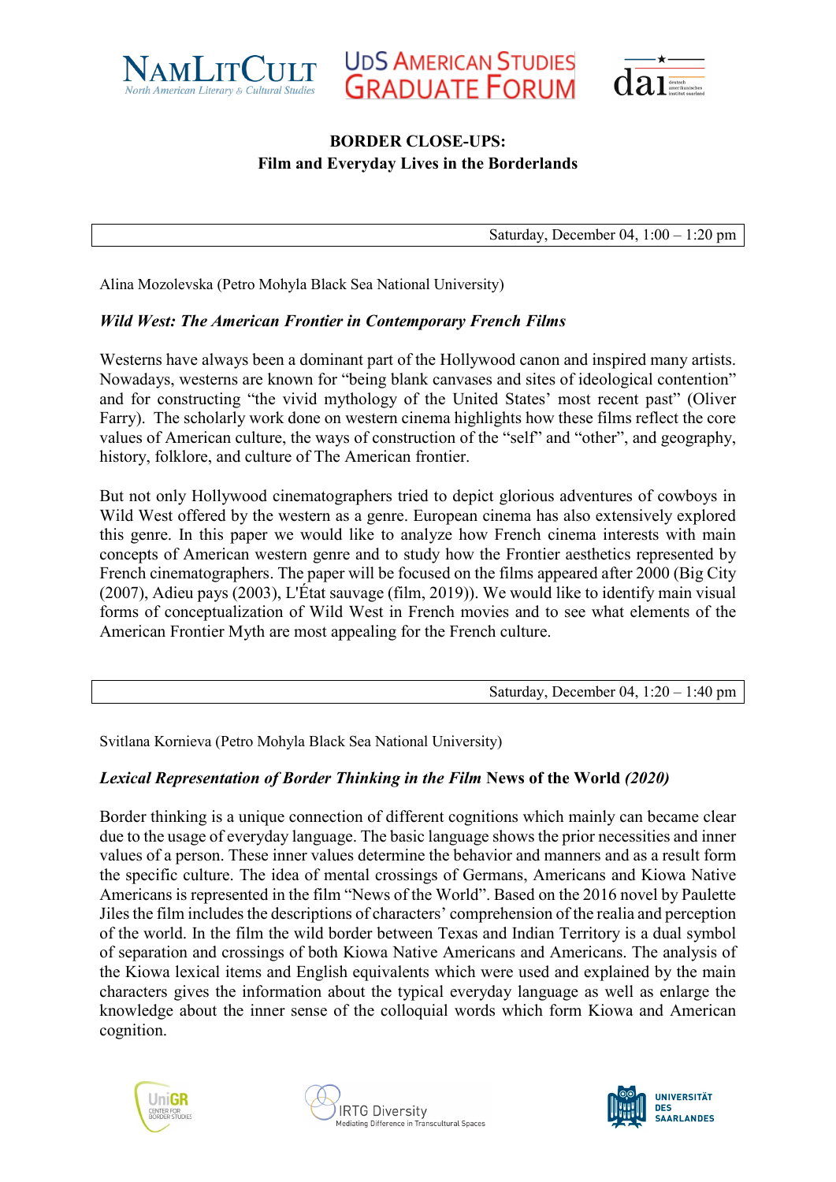**BORDER CLOSE-UPS:**
**Film and Everyday Lives in the Borderlands**

| Saturday, December 04, 1:00 – 1:20 pm |
| --- |

Alina Mozolevska (Petro Mohyla Black Sea National University)

***Wild West: The American Frontier in Contemporary French Films***

Westerns have always been a dominant part of the Hollywood canon and inspired many artists. Nowadays, westerns are known for "being blank canvases and sites of ideological contention" and for constructing "the vivid mythology of the United States' most recent past" (Oliver Farry). The scholarly work done on western cinema highlights how these films reflect the core values of American culture, the ways of construction of the "self" and "other", and geography, history, folklore, and culture of The American frontier.

But not only Hollywood cinematographers tried to depict glorious adventures of cowboys in Wild West offered by the western as a genre. European cinema has also extensively explored this genre. In this paper we would like to analyze how French cinema interests with main concepts of American western genre and to study how the Frontier aesthetics represented by French cinematographers. The paper will be focused on the films appeared after 2000 (Big City (2007), Adieu pays (2003), L'État sauvage (film, 2019)). We would like to identify main visual forms of conceptualization of Wild West in French movies and to see what elements of the American Frontier Myth are most appealing for the French culture.

| Saturday, December 04, 1:20 – 1:40 pm |
| --- |

Svitlana Kornieva (Petro Mohyla Black Sea National University)

***Lexical Representation of Border Thinking in the Film* News of the World *(2020)***

Border thinking is a unique connection of different cognitions which mainly can became clear due to the usage of everyday language. The basic language shows the prior necessities and inner values of a person. These inner values determine the behavior and manners and as a result form the specific culture. The idea of mental crossings of Germans, Americans and Kiowa Native Americans is represented in the film "News of the World". Based on the 2016 novel by Paulette Jiles the film includes the descriptions of characters' comprehension of the realia and perception of the world. In the film the wild border between Texas and Indian Territory is a dual symbol of separation and crossings of both Kiowa Native Americans and Americans. The analysis of the Kiowa lexical items and English equivalents which were used and explained by the main characters gives the information about the typical everyday language as well as enlarge the knowledge about the inner sense of the colloquial words which form Kiowa and American cognition.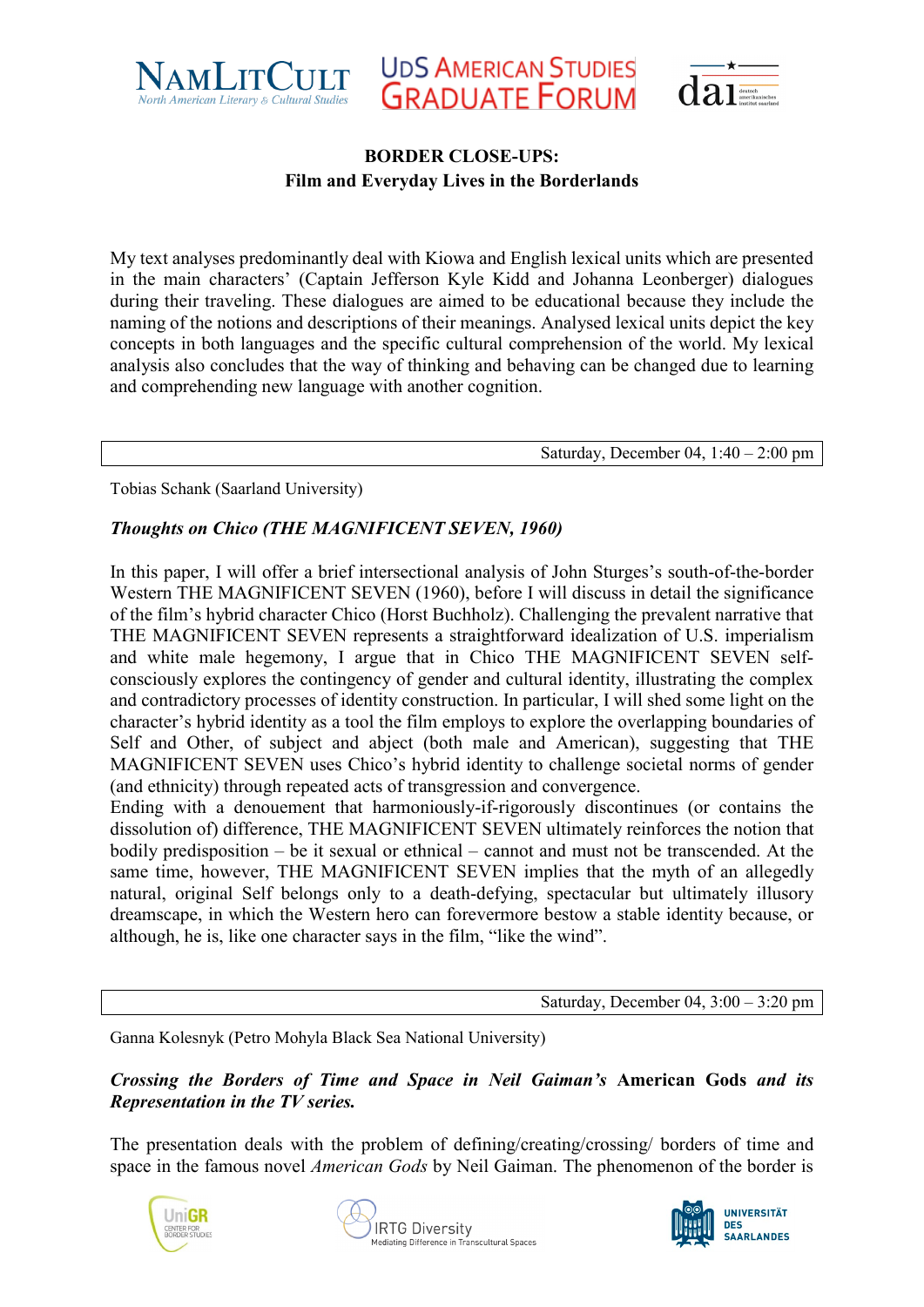**BORDER CLOSE-UPS:**
**Film and Everyday Lives in the Borderlands**

My text analyses predominantly deal with Kiowa and English lexical units which are presented in the main characters' (Captain Jefferson Kyle Kidd and Johanna Leonberger) dialogues during their traveling. These dialogues are aimed to be educational because they include the naming of the notions and descriptions of their meanings. Analysed lexical units depict the key concepts in both languages and the specific cultural comprehension of the world. My lexical analysis also concludes that the way of thinking and behaving can be changed due to learning and comprehending new language with another cognition.

---

Saturday, December 04, 1:40 – 2:00 pm

Tobias Schank (Saarland University)

***Thoughts on Chico (THE MAGNIFICENT SEVEN, 1960)***

In this paper, I will offer a brief intersectional analysis of John Sturges's south-of-the-border Western THE MAGNIFICENT SEVEN (1960), before I will discuss in detail the significance of the film's hybrid character Chico (Horst Buchholz). Challenging the prevalent narrative that THE MAGNIFICENT SEVEN represents a straightforward idealization of U.S. imperialism and white male hegemony, I argue that in Chico THE MAGNIFICENT SEVEN self-consciously explores the contingency of gender and cultural identity, illustrating the complex and contradictory processes of identity construction. In particular, I will shed some light on the character's hybrid identity as a tool the film employs to explore the overlapping boundaries of Self and Other, of subject and abject (both male and American), suggesting that THE MAGNIFICENT SEVEN uses Chico's hybrid identity to challenge societal norms of gender (and ethnicity) through repeated acts of transgression and convergence.
Ending with a denouement that harmoniously-if-rigorously discontinues (or contains the dissolution of) difference, THE MAGNIFICENT SEVEN ultimately reinforces the notion that bodily predisposition – be it sexual or ethnical – cannot and must not be transcended. At the same time, however, THE MAGNIFICENT SEVEN implies that the myth of an allegedly natural, original Self belongs only to a death-defying, spectacular but ultimately illusory dreamscape, in which the Western hero can forevermore bestow a stable identity because, or although, he is, like one character says in the film, "like the wind".

---

Saturday, December 04, 3:00 – 3:20 pm

Ganna Kolesnyk (Petro Mohyla Black Sea National University)

***Crossing the Borders of Time and Space in Neil Gaiman's* American Gods *and its Representation in the TV series.***

The presentation deals with the problem of defining/creating/crossing/ borders of time and space in the famous novel *American Gods* by Neil Gaiman. The phenomenon of the border is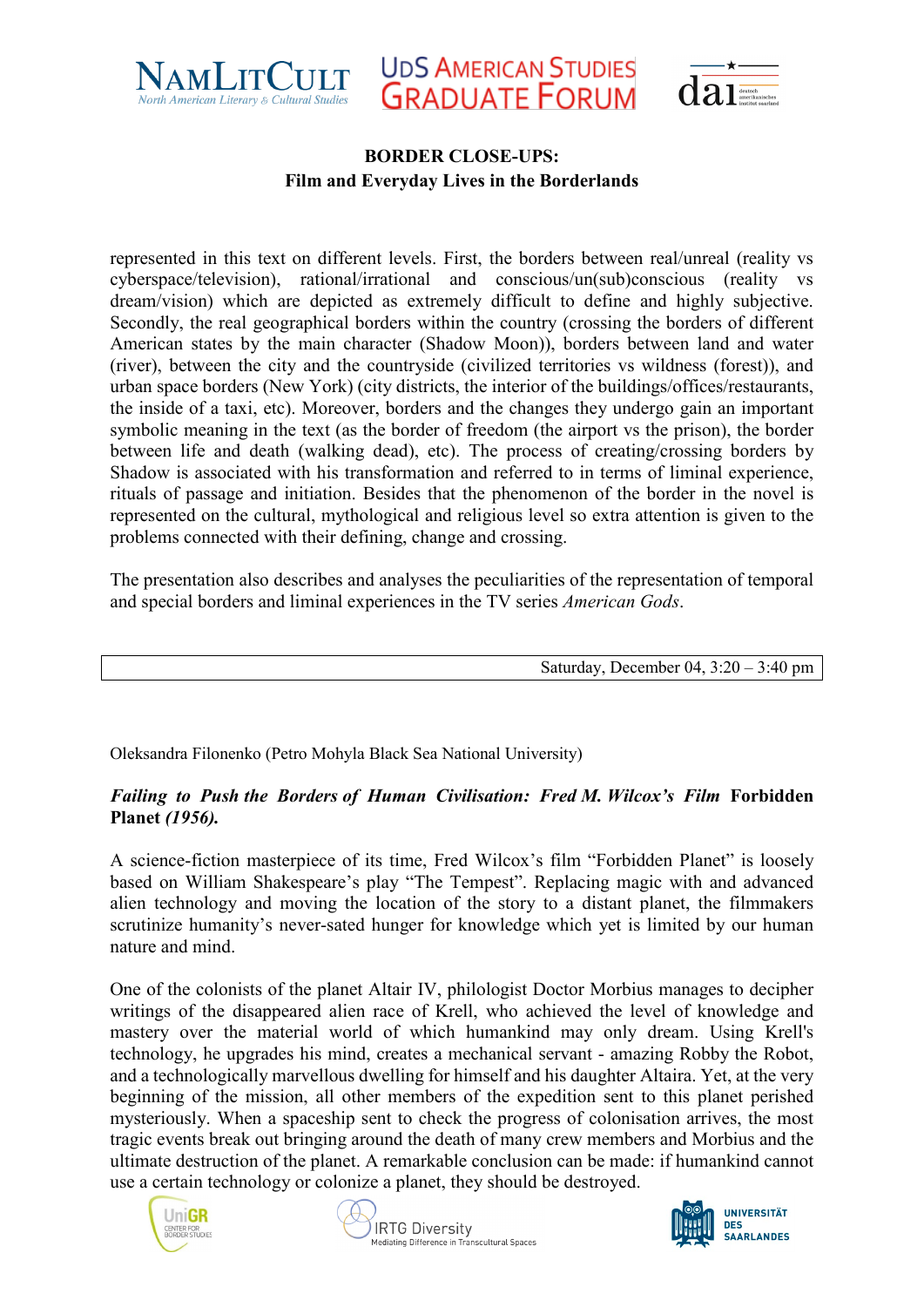represented in this text on different levels. First, the borders between real/unreal (reality vs cyberspace/television), rational/irrational and conscious/un(sub)conscious (reality vs dream/vision) which are depicted as extremely difficult to define and highly subjective. Secondly, the real geographical borders within the country (crossing the borders of different American states by the main character (Shadow Moon)), borders between land and water (river), between the city and the countryside (civilized territories vs wildness (forest)), and urban space borders (New York) (city districts, the interior of the buildings/offices/restaurants, the inside of a taxi, etc). Moreover, borders and the changes they undergo gain an important symbolic meaning in the text (as the border of freedom (the airport vs the prison), the border between life and death (walking dead), etc). The process of creating/crossing borders by Shadow is associated with his transformation and referred to in terms of liminal experience, rituals of passage and initiation. Besides that the phenomenon of the border in the novel is represented on the cultural, mythological and religious level so extra attention is given to the problems connected with their defining, change and crossing.

The presentation also describes and analyses the peculiarities of the representation of temporal and special borders and liminal experiences in the TV series *American Gods*.

Saturday, December 04, 3:20 – 3:40 pm

---

Oleksandra Filonenko (Petro Mohyla Black Sea National University)

***Failing to Push the Borders of Human Civilisation: Fred M. Wilcox's Film* Forbidden Planet *(1956).***

A science-fiction masterpiece of its time, Fred Wilcox's film "Forbidden Planet" is loosely based on William Shakespeare's play "The Tempest". Replacing magic with and advanced alien technology and moving the location of the story to a distant planet, the filmmakers scrutinize humanity's never-sated hunger for knowledge which yet is limited by our human nature and mind.

One of the colonists of the planet Altair IV, philologist Doctor Morbius manages to decipher writings of the disappeared alien race of Krell, who achieved the level of knowledge and mastery over the material world of which humankind may only dream. Using Krell's technology, he upgrades his mind, creates a mechanical servant - amazing Robby the Robot, and a technologically marvellous dwelling for himself and his daughter Altaira. Yet, at the very beginning of the mission, all other members of the expedition sent to this planet perished mysteriously. When a spaceship sent to check the progress of colonisation arrives, the most tragic events break out bringing around the death of many crew members and Morbius and the ultimate destruction of the planet. A remarkable conclusion can be made: if humankind cannot use a certain technology or colonize a planet, they should be destroyed.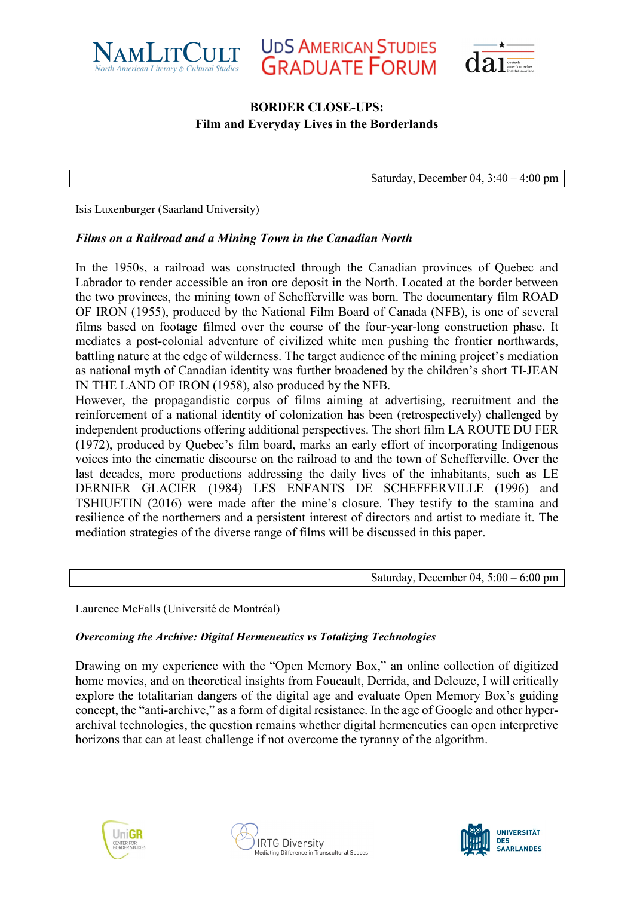**BORDER CLOSE-UPS:**
**Film and Everyday Lives in the Borderlands**

Saturday, December 04, 3:40 – 4:00 pm

Isis Luxenburger (Saarland University)

***Films on a Railroad and a Mining Town in the Canadian North***

In the 1950s, a railroad was constructed through the Canadian provinces of Quebec and Labrador to render accessible an iron ore deposit in the North. Located at the border between the two provinces, the mining town of Schefferville was born. The documentary film ROAD OF IRON (1955), produced by the National Film Board of Canada (NFB), is one of several films based on footage filmed over the course of the four-year-long construction phase. It mediates a post-colonial adventure of civilized white men pushing the frontier northwards, battling nature at the edge of wilderness. The target audience of the mining project's mediation as national myth of Canadian identity was further broadened by the children's short TI-JEAN IN THE LAND OF IRON (1958), also produced by the NFB.
However, the propagandistic corpus of films aiming at advertising, recruitment and the reinforcement of a national identity of colonization has been (retrospectively) challenged by independent productions offering additional perspectives. The short film LA ROUTE DU FER (1972), produced by Quebec's film board, marks an early effort of incorporating Indigenous voices into the cinematic discourse on the railroad to and the town of Schefferville. Over the last decades, more productions addressing the daily lives of the inhabitants, such as LE DERNIER GLACIER (1984) LES ENFANTS DE SCHEFFERVILLE (1996) and TSHIUETIN (2016) were made after the mine's closure. They testify to the stamina and resilience of the northerners and a persistent interest of directors and artist to mediate it. The mediation strategies of the diverse range of films will be discussed in this paper.

Saturday, December 04, 5:00 – 6:00 pm

Laurence McFalls (Université de Montréal)

***Overcoming the Archive: Digital Hermeneutics vs Totalizing Technologies***

Drawing on my experience with the "Open Memory Box," an online collection of digitized home movies, and on theoretical insights from Foucault, Derrida, and Deleuze, I will critically explore the totalitarian dangers of the digital age and evaluate Open Memory Box's guiding concept, the "anti-archive," as a form of digital resistance. In the age of Google and other hyper-archival technologies, the question remains whether digital hermeneutics can open interpretive horizons that can at least challenge if not overcome the tyranny of the algorithm.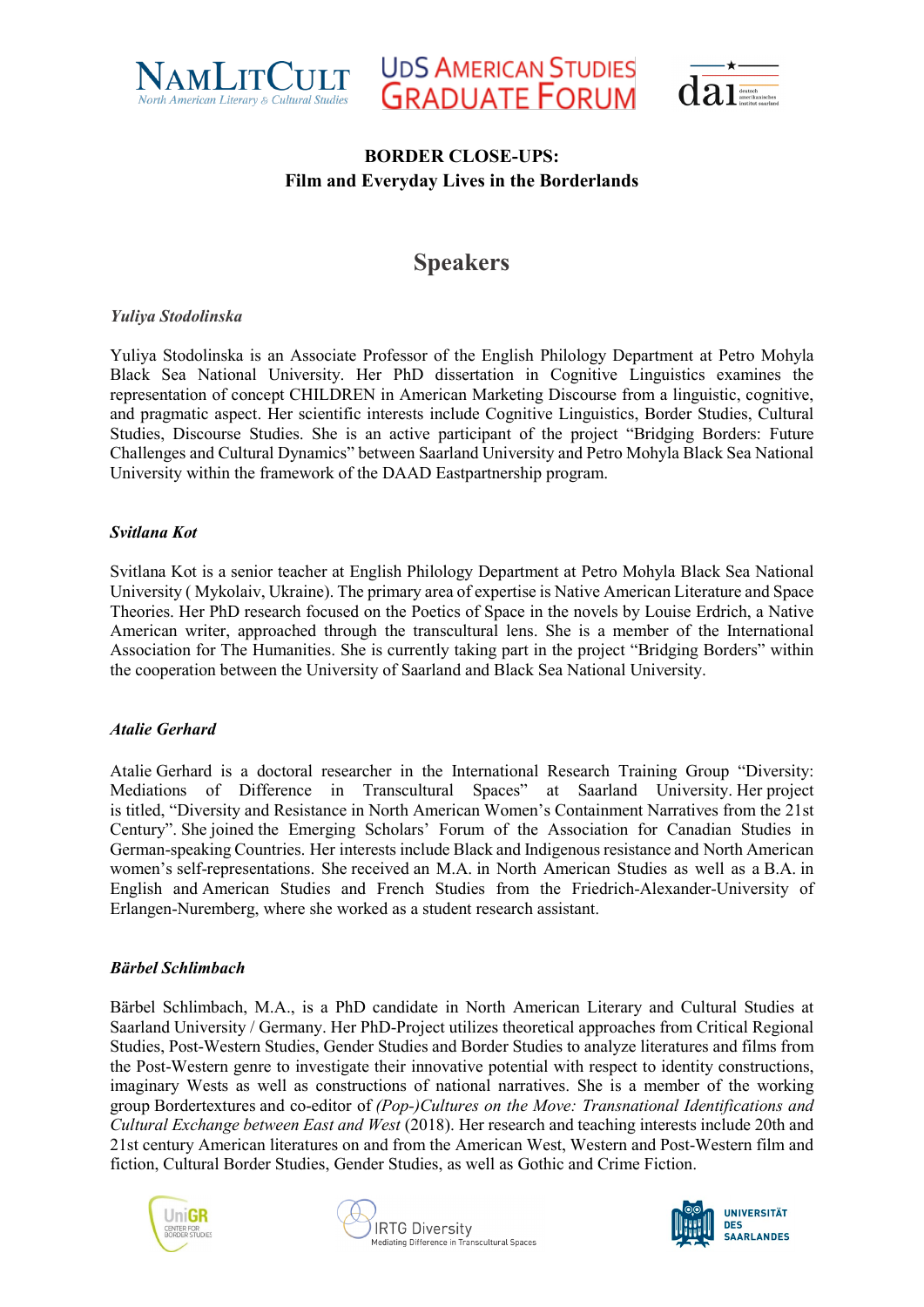**BORDER CLOSE-UPS:**
**Film and Everyday Lives in the Borderlands**

## Speakers

***Yuliya Stodolinska***

Yuliya Stodolinska is an Associate Professor of the English Philology Department at Petro Mohyla Black Sea National University. Her PhD dissertation in Cognitive Linguistics examines the representation of concept CHILDREN in American Marketing Discourse from a linguistic, cognitive, and pragmatic aspect. Her scientific interests include Cognitive Linguistics, Border Studies, Cultural Studies, Discourse Studies. She is an active participant of the project "Bridging Borders: Future Challenges and Cultural Dynamics" between Saarland University and Petro Mohyla Black Sea National University within the framework of the DAAD Eastpartnership program.

***Svitlana Kot***

Svitlana Kot is a senior teacher at English Philology Department at Petro Mohyla Black Sea National University ( Mykolaiv, Ukraine). The primary area of expertise is Native American Literature and Space Theories. Her PhD research focused on the Poetics of Space in the novels by Louise Erdrich, a Native American writer, approached through the transcultural lens. She is a member of the International Association for The Humanities. She is currently taking part in the project "Bridging Borders" within the cooperation between the University of Saarland and Black Sea National University.

***Atalie Gerhard***

Atalie Gerhard is a doctoral researcher in the International Research Training Group "Diversity: Mediations of Difference in Transcultural Spaces" at Saarland University. Her project is titled, "Diversity and Resistance in North American Women's Containment Narratives from the 21st Century". She joined the Emerging Scholars' Forum of the Association for Canadian Studies in German-speaking Countries. Her interests include Black and Indigenous resistance and North American women's self-representations. She received an M.A. in North American Studies as well as a B.A. in English and American Studies and French Studies from the Friedrich-Alexander-University of Erlangen-Nuremberg, where she worked as a student research assistant.

***Bärbel Schlimbach***

Bärbel Schlimbach, M.A., is a PhD candidate in North American Literary and Cultural Studies at Saarland University / Germany. Her PhD-Project utilizes theoretical approaches from Critical Regional Studies, Post-Western Studies, Gender Studies and Border Studies to analyze literatures and films from the Post-Western genre to investigate their innovative potential with respect to identity constructions, imaginary Wests as well as constructions of national narratives. She is a member of the working group Bordertextures and co-editor of *(Pop-)Cultures on the Move: Transnational Identifications and Cultural Exchange between East and West* (2018). Her research and teaching interests include 20th and 21st century American literatures on and from the American West, Western and Post-Western film and fiction, Cultural Border Studies, Gender Studies, as well as Gothic and Crime Fiction.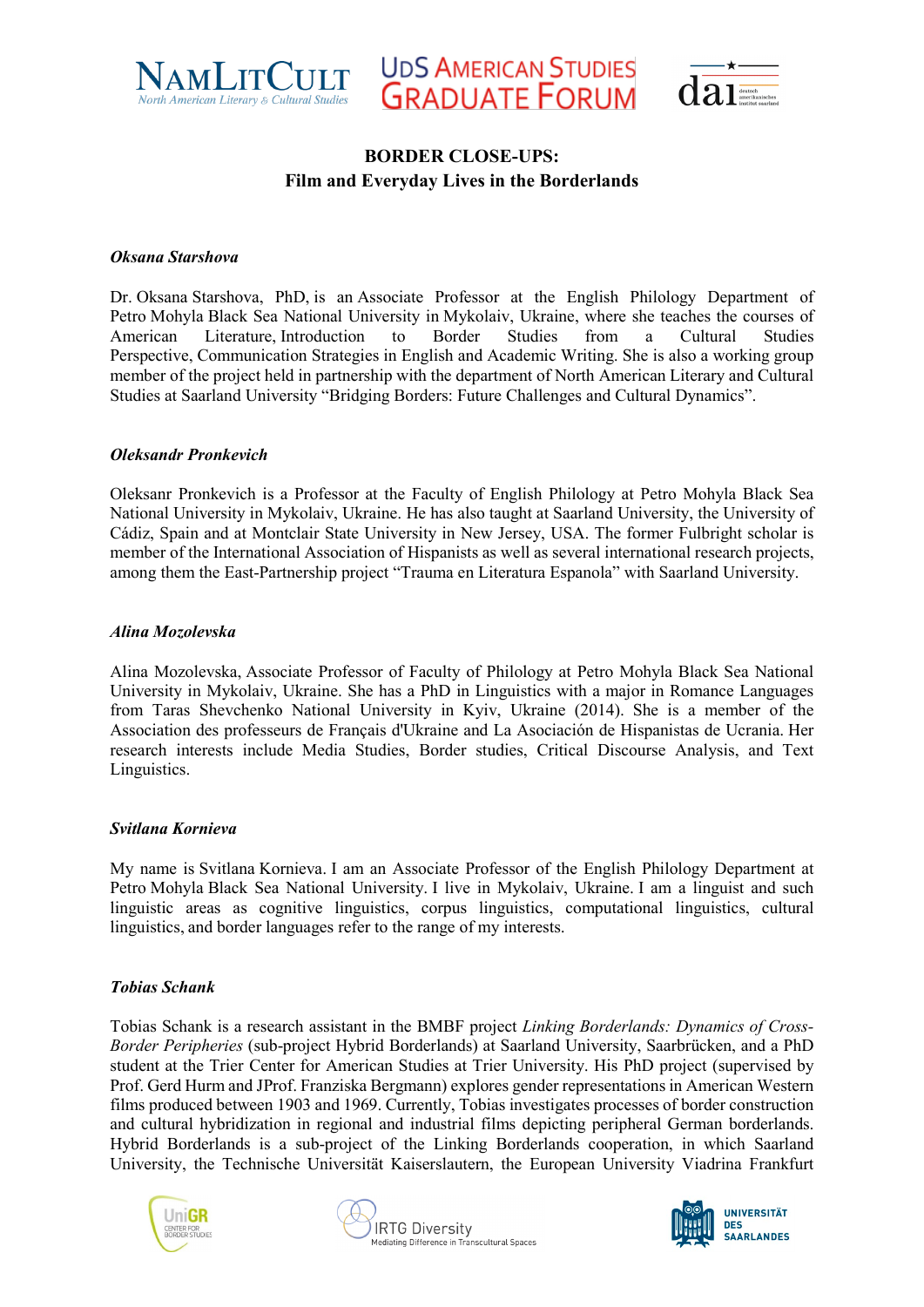**BORDER CLOSE-UPS:**
**Film and Everyday Lives in the Borderlands**

***Oksana Starshova***

Dr. Oksana Starshova, PhD, is an Associate Professor at the English Philology Department of Petro Mohyla Black Sea National University in Mykolaiv, Ukraine, where she teaches the courses of American Literature, Introduction to Border Studies from a Cultural Studies Perspective, Communication Strategies in English and Academic Writing. She is also a working group member of the project held in partnership with the department of North American Literary and Cultural Studies at Saarland University "Bridging Borders: Future Challenges and Cultural Dynamics".

***Oleksandr Pronkevich***

Oleksanr Pronkevich is a Professor at the Faculty of English Philology at Petro Mohyla Black Sea National University in Mykolaiv, Ukraine. He has also taught at Saarland University, the University of Cádiz, Spain and at Montclair State University in New Jersey, USA. The former Fulbright scholar is member of the International Association of Hispanists as well as several international research projects, among them the East-Partnership project "Trauma en Literatura Espanola" with Saarland University.

***Alina Mozolevska***

Alina Mozolevska, Associate Professor of Faculty of Philology at Petro Mohyla Black Sea National University in Mykolaiv, Ukraine. She has a PhD in Linguistics with a major in Romance Languages from Taras Shevchenko National University in Kyiv, Ukraine (2014). She is a member of the Association des professeurs de Français d'Ukraine and La Asociación de Hispanistas de Ucrania. Her research interests include Media Studies, Border studies, Critical Discourse Analysis, and Text Linguistics.

***Svitlana Kornieva***

My name is Svitlana Kornieva. I am an Associate Professor of the English Philology Department at Petro Mohyla Black Sea National University. I live in Mykolaiv, Ukraine. I am a linguist and such linguistic areas as cognitive linguistics, corpus linguistics, computational linguistics, cultural linguistics, and border languages refer to the range of my interests.

***Tobias Schank***

Tobias Schank is a research assistant in the BMBF project *Linking Borderlands: Dynamics of Cross-Border Peripheries* (sub-project Hybrid Borderlands) at Saarland University, Saarbrücken, and a PhD student at the Trier Center for American Studies at Trier University. His PhD project (supervised by Prof. Gerd Hurm and JProf. Franziska Bergmann) explores gender representations in American Western films produced between 1903 and 1969. Currently, Tobias investigates processes of border construction and cultural hybridization in regional and industrial films depicting peripheral German borderlands. Hybrid Borderlands is a sub-project of the Linking Borderlands cooperation, in which Saarland University, the Technische Universität Kaiserslautern, the European University Viadrina Frankfurt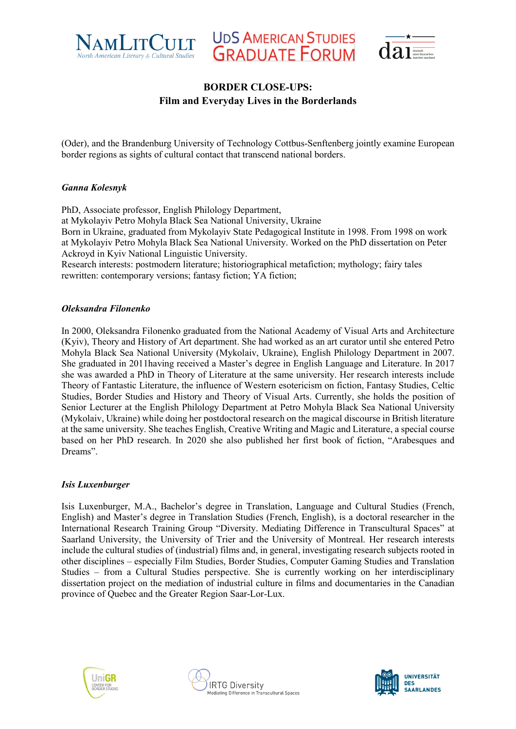**BORDER CLOSE-UPS:**
**Film and Everyday Lives in the Borderlands**

(Oder), and the Brandenburg University of Technology Cottbus-Senftenberg jointly examine European border regions as sights of cultural contact that transcend national borders.

### *Ganna Kolesnyk*

PhD, Associate professor, English Philology Department,
at Mykolayiv Petro Mohyla Black Sea National University, Ukraine
Born in Ukraine, graduated from Mykolayiv State Pedagogical Institute in 1998. From 1998 on work at Mykolayiv Petro Mohyla Black Sea National University. Worked on the PhD dissertation on Peter Ackroyd in Kyiv National Linguistic University.
Research interests: postmodern literature; historiographical metafiction; mythology; fairy tales rewritten: contemporary versions; fantasy fiction; YA fiction;

### *Oleksandra Filonenko*

In 2000, Oleksandra Filonenko graduated from the National Academy of Visual Arts and Architecture (Kyiv), Theory and History of Art department. She had worked as an art curator until she entered Petro Mohyla Black Sea National University (Mykolaiv, Ukraine), English Philology Department in 2007. She graduated in 2011having received a Master's degree in English Language and Literature. In 2017 she was awarded a PhD in Theory of Literature at the same university. Her research interests include Theory of Fantastic Literature, the influence of Western esotericism on fiction, Fantasy Studies, Celtic Studies, Border Studies and History and Theory of Visual Arts. Currently, she holds the position of Senior Lecturer at the English Philology Department at Petro Mohyla Black Sea National University (Mykolaiv, Ukraine) while doing her postdoctoral research on the magical discourse in British literature at the same university. She teaches English, Creative Writing and Magic and Literature, a special course based on her PhD research. In 2020 she also published her first book of fiction, "Arabesques and Dreams".

### *Isis Luxenburger*

Isis Luxenburger, M.A., Bachelor's degree in Translation, Language and Cultural Studies (French, English) and Master's degree in Translation Studies (French, English), is a doctoral researcher in the International Research Training Group "Diversity. Mediating Difference in Transcultural Spaces" at Saarland University, the University of Trier and the University of Montreal. Her research interests include the cultural studies of (industrial) films and, in general, investigating research subjects rooted in other disciplines – especially Film Studies, Border Studies, Computer Gaming Studies and Translation Studies – from a Cultural Studies perspective. She is currently working on her interdisciplinary dissertation project on the mediation of industrial culture in films and documentaries in the Canadian province of Quebec and the Greater Region Saar-Lor-Lux.